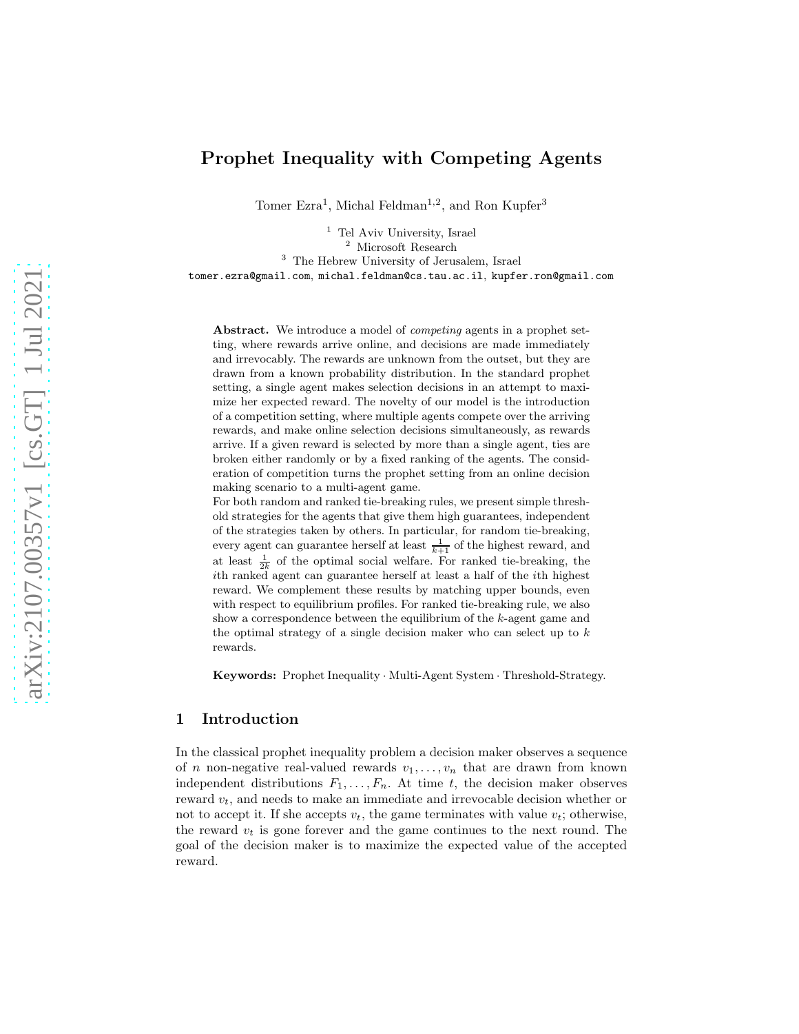# Prophet Inequality with Competing Agents

Tomer Ezra[1], Michal Feldman[1,2], and Ron Kupfer[3]

[1] Tel Aviv University, Israel
[2] Microsoft Research
[3] The Hebrew University of Jerusalem, Israel

tomer.ezra@gmail.com, michal.feldman@cs.tau.ac.il, kupfer.ron@gmail.com

**Abstract.** We introduce a model of *competing* agents in a prophet setting, where rewards arrive online, and decisions are made immediately and irrevocably. The rewards are unknown from the outset, but they are drawn from a known probability distribution. In the standard prophet setting, a single agent makes selection decisions in an attempt to maximize her expected reward. The novelty of our model is the introduction of a competition setting, where multiple agents compete over the arriving rewards, and make online selection decisions simultaneously, as rewards arrive. If a given reward is selected by more than a single agent, ties are broken either randomly or by a fixed ranking of the agents. The consideration of competition turns the prophet setting from an online decision making scenario to a multi-agent game.

For both random and ranked tie-breaking rules, we present simple threshold strategies for the agents that give them high guarantees, independent of the strategies taken by others. In particular, for random tie-breaking, every agent can guarantee herself at least $\frac{1}{k+1}$ of the highest reward, and at least $\frac{1}{2k}$ of the optimal social welfare. For ranked tie-breaking, the $i$th ranked agent can guarantee herself at least a half of the $i$th highest reward. We complement these results by matching upper bounds, even with respect to equilibrium profiles. For ranked tie-breaking rule, we also show a correspondence between the equilibrium of the $k$-agent game and the optimal strategy of a single decision maker who can select up to $k$ rewards.

**Keywords:** Prophet Inequality · Multi-Agent System · Threshold-Strategy.

## 1 Introduction

In the classical prophet inequality problem a decision maker observes a sequence of $n$ non-negative real-valued rewards $v_1, \ldots, v_n$ that are drawn from known independent distributions $F_1, \ldots, F_n$. At time $t$, the decision maker observes reward $v_t$, and needs to make an immediate and irrevocable decision whether or not to accept it. If she accepts $v_t$, the game terminates with value $v_t$; otherwise, the reward $v_t$ is gone forever and the game continues to the next round. The goal of the decision maker is to maximize the expected value of the accepted reward.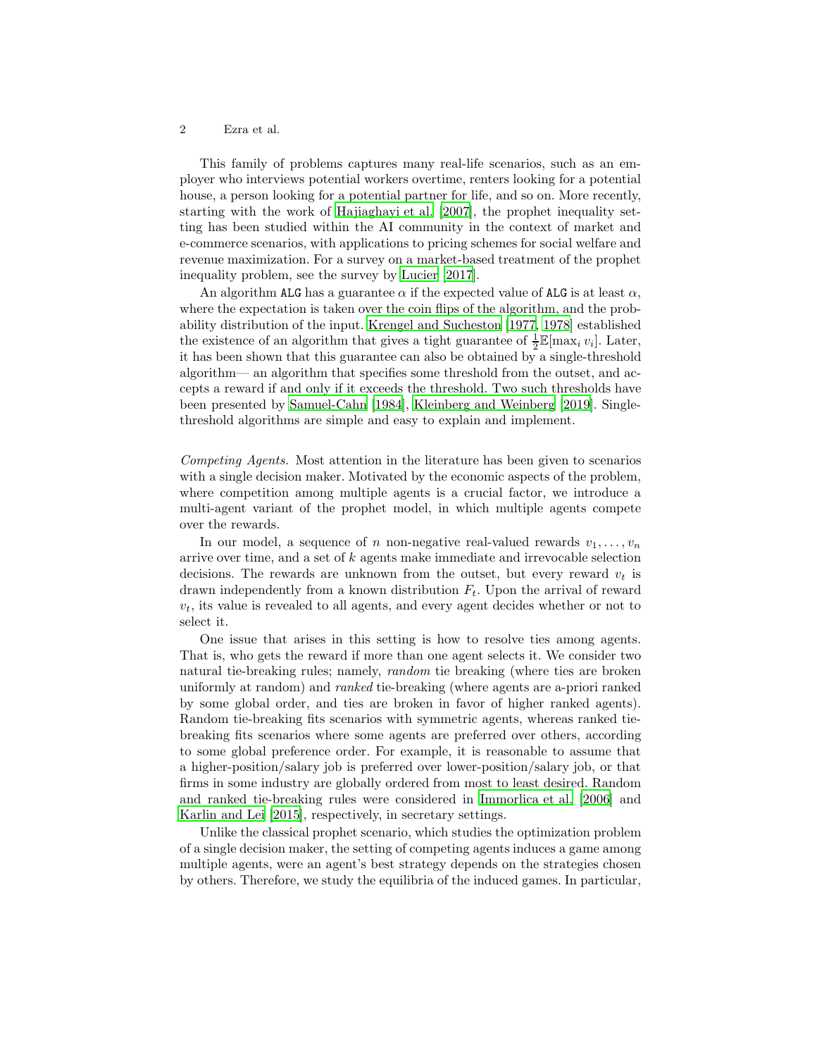This family of problems captures many real-life scenarios, such as an employer who interviews potential workers overtime, renters looking for a potential house, a person looking for a potential partner for life, and so on. More recently, starting with the work of Hajiaghayi et al. [2007], the prophet inequality setting has been studied within the AI community in the context of market and e-commerce scenarios, with applications to pricing schemes for social welfare and revenue maximization. For a survey on a market-based treatment of the prophet inequality problem, see the survey by Lucier [2017].

An algorithm ALG has a guarantee $\alpha$ if the expected value of ALG is at least $\alpha$, where the expectation is taken over the coin flips of the algorithm, and the probability distribution of the input. Krengel and Sucheston [1977, 1978] established the existence of an algorithm that gives a tight guarantee of $\frac{1}{2}\mathbb{E}[\max_i v_i]$. Later, it has been shown that this guarantee can also be obtained by a single-threshold algorithm— an algorithm that specifies some threshold from the outset, and accepts a reward if and only if it exceeds the threshold. Two such thresholds have been presented by Samuel-Cahn [1984], Kleinberg and Weinberg [2019]. Single-threshold algorithms are simple and easy to explain and implement.

*Competing Agents.* Most attention in the literature has been given to scenarios with a single decision maker. Motivated by the economic aspects of the problem, where competition among multiple agents is a crucial factor, we introduce a multi-agent variant of the prophet model, in which multiple agents compete over the rewards.

In our model, a sequence of $n$ non-negative real-valued rewards $v_1, \ldots, v_n$ arrive over time, and a set of $k$ agents make immediate and irrevocable selection decisions. The rewards are unknown from the outset, but every reward $v_t$ is drawn independently from a known distribution $F_t$. Upon the arrival of reward $v_t$, its value is revealed to all agents, and every agent decides whether or not to select it.

One issue that arises in this setting is how to resolve ties among agents. That is, who gets the reward if more than one agent selects it. We consider two natural tie-breaking rules; namely, *random* tie breaking (where ties are broken uniformly at random) and *ranked* tie-breaking (where agents are a-priori ranked by some global order, and ties are broken in favor of higher ranked agents). Random tie-breaking fits scenarios with symmetric agents, whereas ranked tie-breaking fits scenarios where some agents are preferred over others, according to some global preference order. For example, it is reasonable to assume that a higher-position/salary job is preferred over lower-position/salary job, or that firms in some industry are globally ordered from most to least desired. Random and ranked tie-breaking rules were considered in Immorlica et al. [2006] and Karlin and Lei [2015], respectively, in secretary settings.

Unlike the classical prophet scenario, which studies the optimization problem of a single decision maker, the setting of competing agents induces a game among multiple agents, were an agent's best strategy depends on the strategies chosen by others. Therefore, we study the equilibria of the induced games. In particular,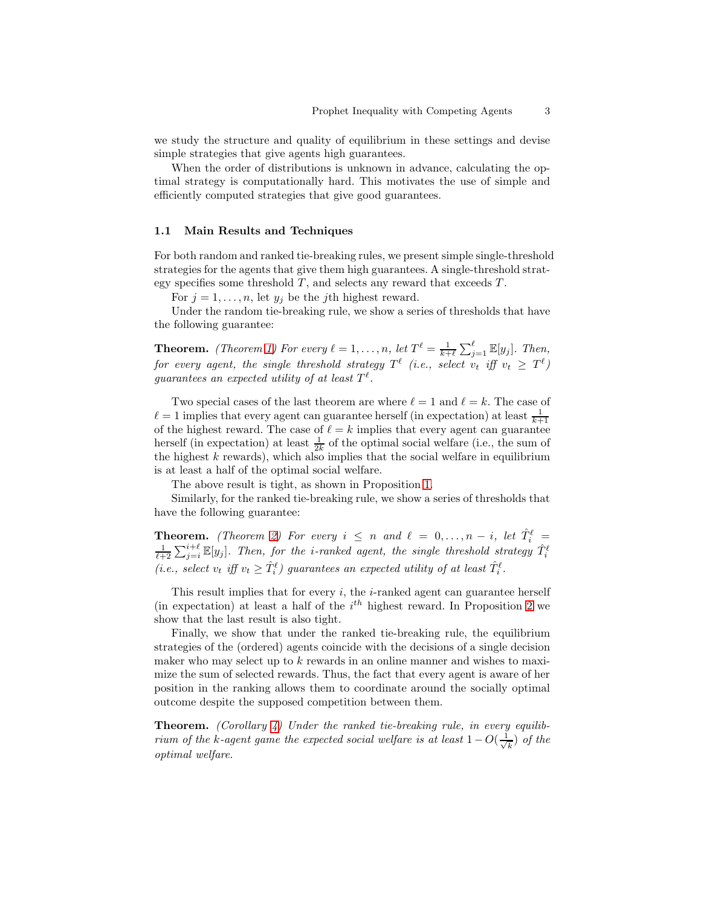we study the structure and quality of equilibrium in these settings and devise simple strategies that give agents high guarantees.

When the order of distributions is unknown in advance, calculating the optimal strategy is computationally hard. This motivates the use of simple and efficiently computed strategies that give good guarantees.

### 1.1 Main Results and Techniques

For both random and ranked tie-breaking rules, we present simple single-threshold strategies for the agents that give them high guarantees. A single-threshold strategy specifies some threshold $T$, and selects any reward that exceeds $T$.

For $j = 1, \ldots, n$, let $y_j$ be the $j$th highest reward.

Under the random tie-breaking rule, we show a series of thresholds that have the following guarantee:

**Theorem.** *(Theorem 1) For every $\ell = 1, \ldots, n$, let $T^\ell = \frac{1}{k+\ell} \sum_{j=1}^{\ell} \mathbb{E}[y_j]$. Then, for every agent, the single threshold strategy $T^\ell$ (i.e., select $v_t$ iff $v_t \geq T^\ell$) guarantees an expected utility of at least $T^\ell$.*

Two special cases of the last theorem are where $\ell = 1$ and $\ell = k$. The case of $\ell = 1$ implies that every agent can guarantee herself (in expectation) at least $\frac{1}{k+1}$ of the highest reward. The case of $\ell = k$ implies that every agent can guarantee herself (in expectation) at least $\frac{1}{2k}$ of the optimal social welfare (i.e., the sum of the highest $k$ rewards), which also implies that the social welfare in equilibrium is at least a half of the optimal social welfare.

The above result is tight, as shown in Proposition 1.

Similarly, for the ranked tie-breaking rule, we show a series of thresholds that have the following guarantee:

**Theorem.** *(Theorem 2) For every $i \leq n$ and $\ell = 0, \ldots, n - i$, let $\hat{T}_i^\ell = \frac{1}{\ell+2} \sum_{j=i}^{i+\ell} \mathbb{E}[y_j]$. Then, for the $i$-ranked agent, the single threshold strategy $\hat{T}_i^\ell$ (i.e., select $v_t$ iff $v_t \geq \hat{T}_i^\ell$) guarantees an expected utility of at least $\hat{T}_i^\ell$.*

This result implies that for every $i$, the $i$-ranked agent can guarantee herself (in expectation) at least a half of the $i^{th}$ highest reward. In Proposition 2 we show that the last result is also tight.

Finally, we show that under the ranked tie-breaking rule, the equilibrium strategies of the (ordered) agents coincide with the decisions of a single decision maker who may select up to $k$ rewards in an online manner and wishes to maximize the sum of selected rewards. Thus, the fact that every agent is aware of her position in the ranking allows them to coordinate around the socially optimal outcome despite the supposed competition between them.

**Theorem.** *(Corollary 4) Under the ranked tie-breaking rule, in every equilibrium of the $k$-agent game the expected social welfare is at least $1 - O(\frac{1}{\sqrt{k}})$ of the optimal welfare.*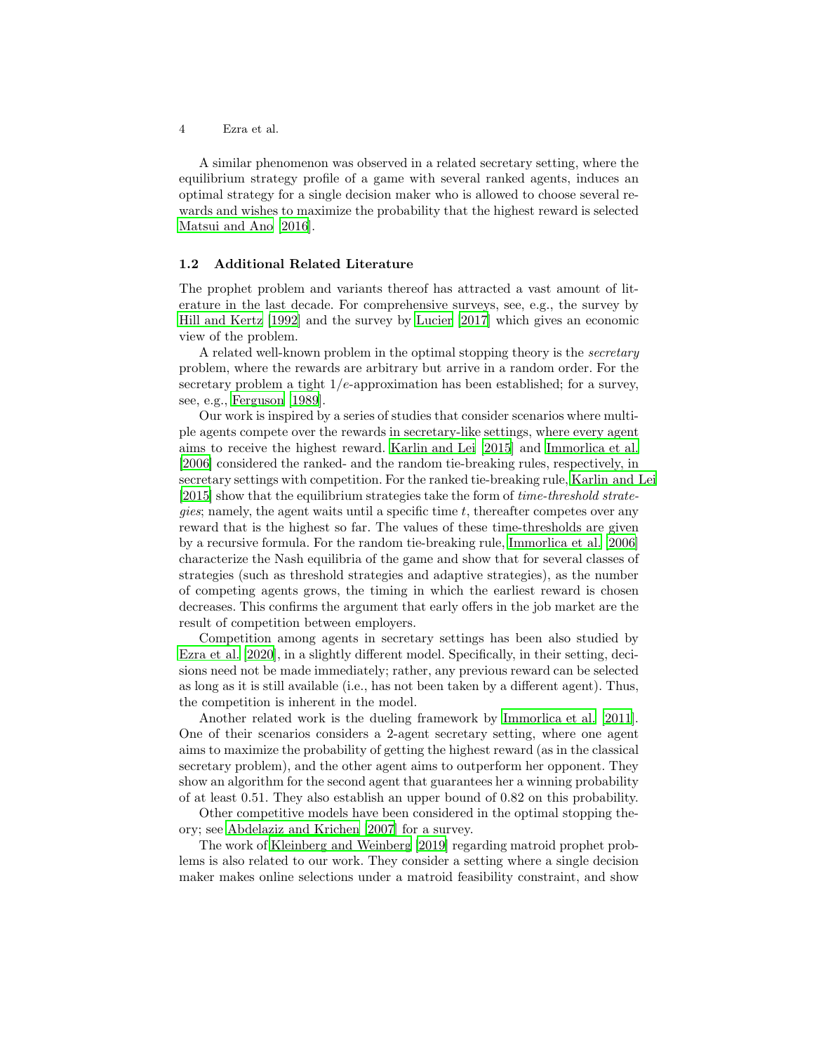A similar phenomenon was observed in a related secretary setting, where the equilibrium strategy profile of a game with several ranked agents, induces an optimal strategy for a single decision maker who is allowed to choose several rewards and wishes to maximize the probability that the highest reward is selected Matsui and Ano [2016].

### 1.2 Additional Related Literature

The prophet problem and variants thereof has attracted a vast amount of literature in the last decade. For comprehensive surveys, see, e.g., the survey by Hill and Kertz [1992] and the survey by Lucier [2017] which gives an economic view of the problem.

A related well-known problem in the optimal stopping theory is the *secretary* problem, where the rewards are arbitrary but arrive in a random order. For the secretary problem a tight $1/e$-approximation has been established; for a survey, see, e.g., Ferguson [1989].

Our work is inspired by a series of studies that consider scenarios where multiple agents compete over the rewards in secretary-like settings, where every agent aims to receive the highest reward. Karlin and Lei [2015] and Immorlica et al. [2006] considered the ranked- and the random tie-breaking rules, respectively, in secretary settings with competition. For the ranked tie-breaking rule, Karlin and Lei [2015] show that the equilibrium strategies take the form of *time-threshold strategies*; namely, the agent waits until a specific time $t$, thereafter competes over any reward that is the highest so far. The values of these time-thresholds are given by a recursive formula. For the random tie-breaking rule, Immorlica et al. [2006] characterize the Nash equilibria of the game and show that for several classes of strategies (such as threshold strategies and adaptive strategies), as the number of competing agents grows, the timing in which the earliest reward is chosen decreases. This confirms the argument that early offers in the job market are the result of competition between employers.

Competition among agents in secretary settings has been also studied by Ezra et al. [2020], in a slightly different model. Specifically, in their setting, decisions need not be made immediately; rather, any previous reward can be selected as long as it is still available (i.e., has not been taken by a different agent). Thus, the competition is inherent in the model.

Another related work is the dueling framework by Immorlica et al. [2011]. One of their scenarios considers a 2-agent secretary setting, where one agent aims to maximize the probability of getting the highest reward (as in the classical secretary problem), and the other agent aims to outperform her opponent. They show an algorithm for the second agent that guarantees her a winning probability of at least 0.51. They also establish an upper bound of 0.82 on this probability.

Other competitive models have been considered in the optimal stopping theory; see Abdelaziz and Krichen [2007] for a survey.

The work of Kleinberg and Weinberg [2019] regarding matroid prophet problems is also related to our work. They consider a setting where a single decision maker makes online selections under a matroid feasibility constraint, and show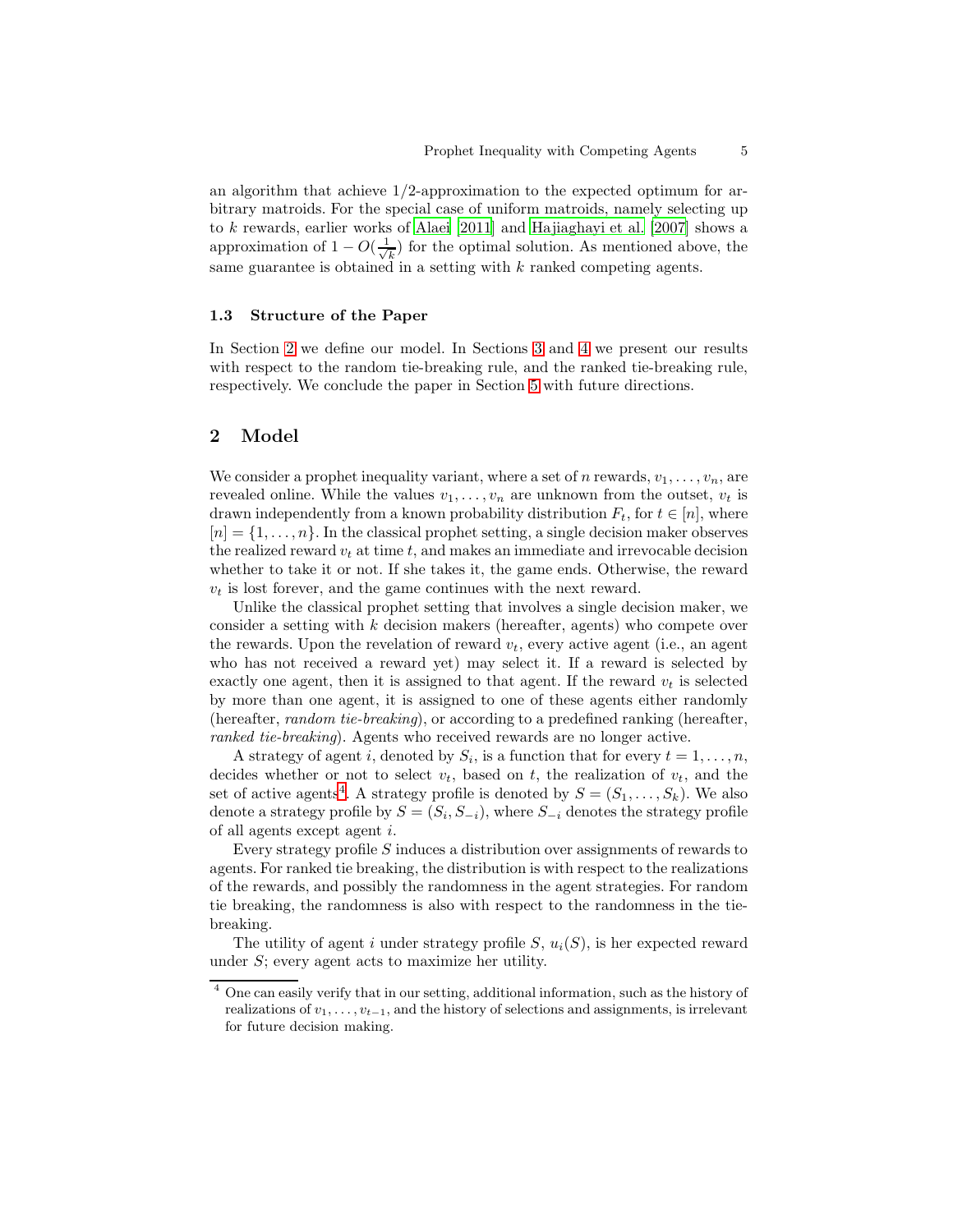an algorithm that achieve 1/2-approximation to the expected optimum for arbitrary matroids. For the special case of uniform matroids, namely selecting up to $k$ rewards, earlier works of Alaei [2011] and Hajiaghayi et al. [2007] shows a approximation of $1 - O(\frac{1}{\sqrt{k}})$ for the optimal solution. As mentioned above, the same guarantee is obtained in a setting with $k$ ranked competing agents.

### 1.3 Structure of the Paper

In Section 2 we define our model. In Sections 3 and 4 we present our results with respect to the random tie-breaking rule, and the ranked tie-breaking rule, respectively. We conclude the paper in Section 5 with future directions.

## 2 Model

We consider a prophet inequality variant, where a set of $n$ rewards, $v_1, \ldots, v_n$, are revealed online. While the values $v_1, \ldots, v_n$ are unknown from the outset, $v_t$ is drawn independently from a known probability distribution $F_t$, for $t \in [n]$, where $[n] = \{1, \ldots, n\}$. In the classical prophet setting, a single decision maker observes the realized reward $v_t$ at time $t$, and makes an immediate and irrevocable decision whether to take it or not. If she takes it, the game ends. Otherwise, the reward $v_t$ is lost forever, and the game continues with the next reward.

Unlike the classical prophet setting that involves a single decision maker, we consider a setting with $k$ decision makers (hereafter, agents) who compete over the rewards. Upon the revelation of reward $v_t$, every active agent (i.e., an agent who has not received a reward yet) may select it. If a reward is selected by exactly one agent, then it is assigned to that agent. If the reward $v_t$ is selected by more than one agent, it is assigned to one of these agents either randomly (hereafter, *random tie-breaking*), or according to a predefined ranking (hereafter, *ranked tie-breaking*). Agents who received rewards are no longer active.

A strategy of agent $i$, denoted by $S_i$, is a function that for every $t = 1, \ldots, n$, decides whether or not to select $v_t$, based on $t$, the realization of $v_t$, and the set of active agents[4]. A strategy profile is denoted by $S = (S_1, \ldots, S_k)$. We also denote a strategy profile by $S = (S_i, S_{-i})$, where $S_{-i}$ denotes the strategy profile of all agents except agent $i$.

Every strategy profile $S$ induces a distribution over assignments of rewards to agents. For ranked tie breaking, the distribution is with respect to the realizations of the rewards, and possibly the randomness in the agent strategies. For random tie breaking, the randomness is also with respect to the randomness in the tie-breaking.

The utility of agent $i$ under strategy profile $S$, $u_i(S)$, is her expected reward under $S$; every agent acts to maximize her utility.

[4] One can easily verify that in our setting, additional information, such as the history of realizations of $v_1, \ldots, v_{t-1}$, and the history of selections and assignments, is irrelevant for future decision making.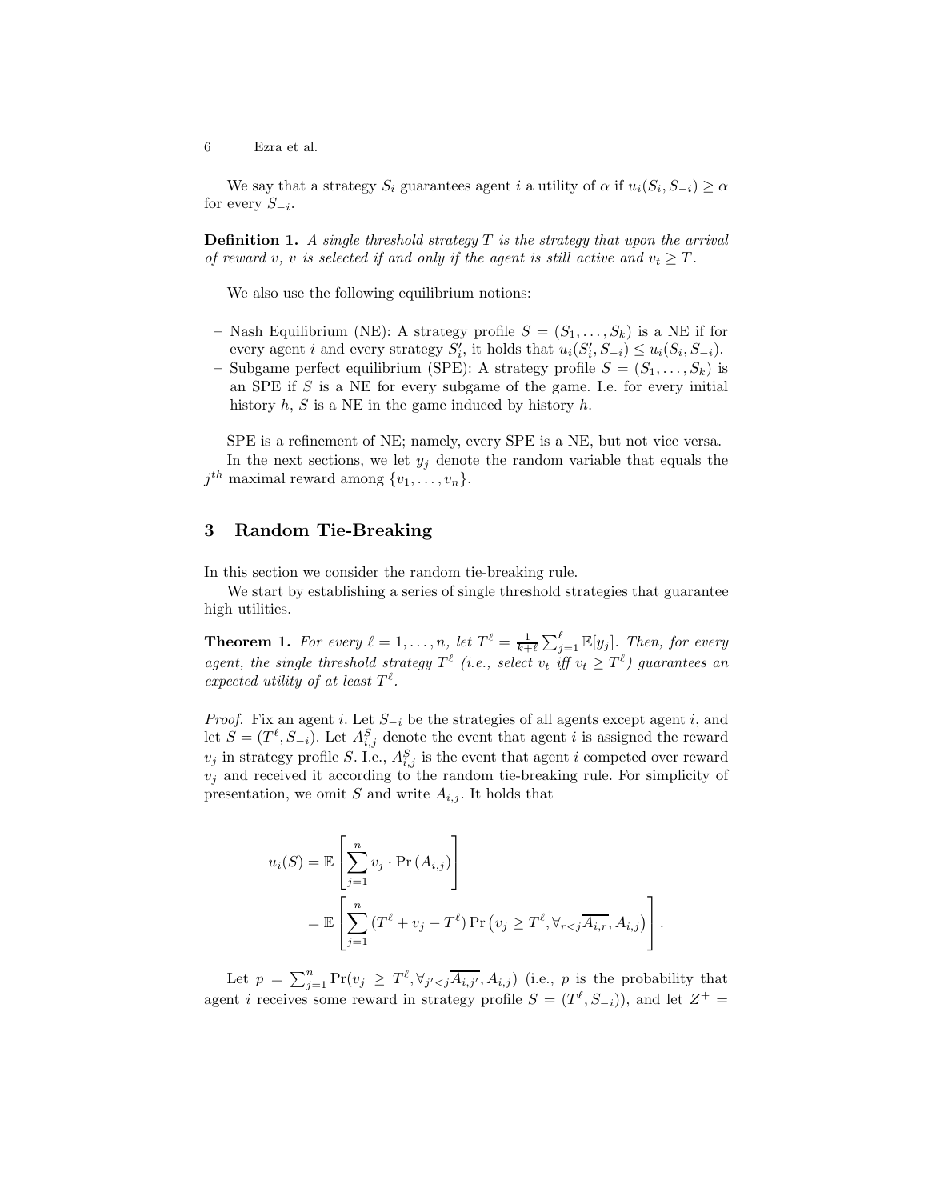We say that a strategy $S_i$ guarantees agent $i$ a utility of $\alpha$ if $u_i(S_i, S_{-i}) \geq \alpha$ for every $S_{-i}$.

**Definition 1.** *A single threshold strategy $T$ is the strategy that upon the arrival of reward $v$, $v$ is selected if and only if the agent is still active and $v_t \geq T$.*

We also use the following equilibrium notions:

- Nash Equilibrium (NE): A strategy profile $S = (S_1, \ldots, S_k)$ is a NE if for every agent $i$ and every strategy $S_i'$, it holds that $u_i(S_i', S_{-i}) \leq u_i(S_i, S_{-i})$.
- Subgame perfect equilibrium (SPE): A strategy profile $S = (S_1, \ldots, S_k)$ is an SPE if $S$ is a NE for every subgame of the game. I.e. for every initial history $h$, $S$ is a NE in the game induced by history $h$.

SPE is a refinement of NE; namely, every SPE is a NE, but not vice versa.

In the next sections, we let $y_j$ denote the random variable that equals the $j^{th}$ maximal reward among $\{v_1, \ldots, v_n\}$.

## 3 Random Tie-Breaking

In this section we consider the random tie-breaking rule.

We start by establishing a series of single threshold strategies that guarantee high utilities.

**Theorem 1.** *For every $\ell = 1, \ldots, n$, let $T^\ell = \frac{1}{k+\ell} \sum_{j=1}^{\ell} \mathbb{E}[y_j]$. Then, for every agent, the single threshold strategy $T^\ell$ (i.e., select $v_t$ iff $v_t \geq T^\ell$) guarantees an expected utility of at least $T^\ell$.*

*Proof.* Fix an agent $i$. Let $S_{-i}$ be the strategies of all agents except agent $i$, and let $S = (T^\ell, S_{-i})$. Let $A^S_{i,j}$ denote the event that agent $i$ is assigned the reward $v_j$ in strategy profile $S$. I.e., $A^S_{i,j}$ is the event that agent $i$ competed over reward $v_j$ and received it according to the random tie-breaking rule. For simplicity of presentation, we omit $S$ and write $A_{i,j}$. It holds that

$$
\begin{aligned}
u_i(S) &= \mathbb{E}\left[\sum_{j=1}^{n} v_j \cdot \Pr\left(A_{i,j}\right)\right] \\
&= \mathbb{E}\left[\sum_{j=1}^{n} (T^\ell + v_j - T^\ell) \Pr\left(v_j \geq T^\ell, \forall_{r<j} \overline{A_{i,r}}, A_{i,j}\right)\right].
\end{aligned}
$$

Let $p = \sum_{j=1}^{n} \Pr(v_j \geq T^\ell, \forall_{j'<j} \overline{A_{i,j'}}, A_{i,j})$ (i.e., $p$ is the probability that agent $i$ receives some reward in strategy profile $S = (T^\ell, S_{-i})$), and let $Z^+ =$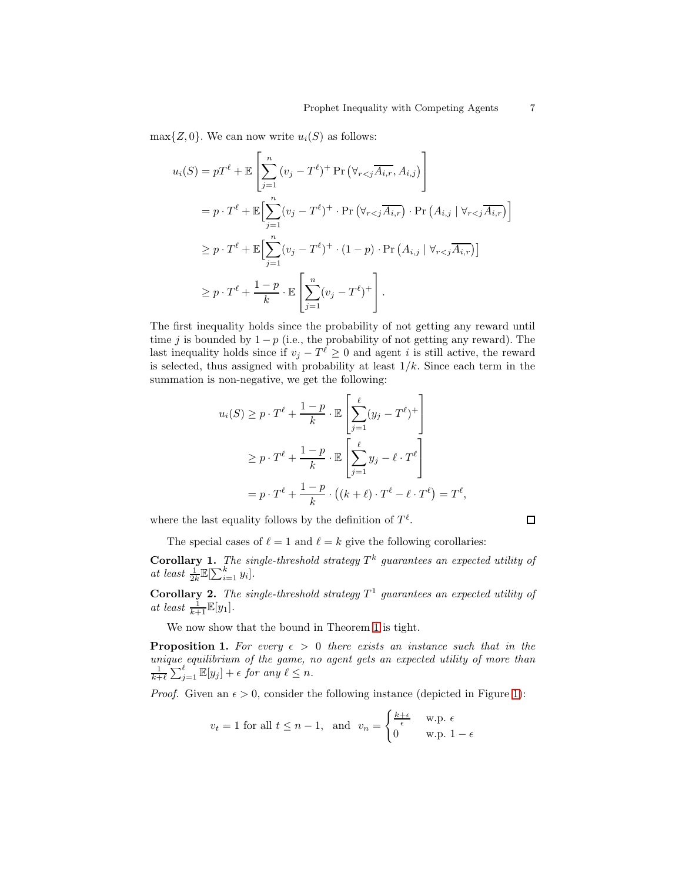$\max\{Z, 0\}$. We can now write $u_i(S)$ as follows:

$$
\begin{aligned}
u_i(S) &= pT^\ell + \mathbb{E}\left[\sum_{j=1}^{n} (v_j - T^\ell)^+ \Pr\left(\forall_{r<j}\overline{A_{i,r}}, A_{i,j}\right)\right] \\
&= p \cdot T^\ell + \mathbb{E}\Big[\sum_{j=1}^{n} (v_j - T^\ell)^+ \cdot \Pr\left(\forall_{r<j}\overline{A_{i,r}}\right) \cdot \Pr\left(A_{i,j} \mid \forall_{r<j}\overline{A_{i,r}}\right)\Big] \\
&\geq p \cdot T^\ell + \mathbb{E}\Big[\sum_{j=1}^{n} (v_j - T^\ell)^+ \cdot (1-p) \cdot \Pr\left(A_{i,j} \mid \forall_{r<j}\overline{A_{i,r}}\right)\Big] \\
&\geq p \cdot T^\ell + \frac{1-p}{k} \cdot \mathbb{E}\left[\sum_{j=1}^{n} (v_j - T^\ell)^+\right].
\end{aligned}
$$

The first inequality holds since the probability of not getting any reward until time $j$ is bounded by $1-p$ (i.e., the probability of not getting any reward). The last inequality holds since if $v_j - T^\ell \geq 0$ and agent $i$ is still active, the reward is selected, thus assigned with probability at least $1/k$. Since each term in the summation is non-negative, we get the following:

$$
\begin{aligned}
u_i(S) &\geq p \cdot T^\ell + \frac{1-p}{k} \cdot \mathbb{E}\left[\sum_{j=1}^{\ell} (y_j - T^\ell)^+\right] \\
&\geq p \cdot T^\ell + \frac{1-p}{k} \cdot \mathbb{E}\left[\sum_{j=1}^{\ell} y_j - \ell \cdot T^\ell\right] \\
&= p \cdot T^\ell + \frac{1-p}{k} \cdot \left((k+\ell) \cdot T^\ell - \ell \cdot T^\ell\right) = T^\ell,
\end{aligned}
$$

where the last equality follows by the definition of $T^\ell$. □

The special cases of $\ell = 1$ and $\ell = k$ give the following corollaries:

**Corollary 1.** *The single-threshold strategy $T^k$ guarantees an expected utility of at least $\frac{1}{2k}\mathbb{E}[\sum_{i=1}^{k} y_i]$.*

**Corollary 2.** *The single-threshold strategy $T^1$ guarantees an expected utility of at least $\frac{1}{k+1}\mathbb{E}[y_1]$.*

We now show that the bound in Theorem 1 is tight.

**Proposition 1.** *For every $\epsilon > 0$ there exists an instance such that in the unique equilibrium of the game, no agent gets an expected utility of more than $\frac{1}{k+\ell}\sum_{j=1}^{\ell}\mathbb{E}[y_j] + \epsilon$ for any $\ell \leq n$.*

*Proof.* Given an $\epsilon > 0$, consider the following instance (depicted in Figure 1):

$$
v_t = 1 \text{ for all } t \leq n-1, \quad \text{and} \quad v_n = \begin{cases} \frac{k+\epsilon}{\epsilon} & \text{w.p. } \epsilon \\ 0 & \text{w.p. } 1-\epsilon \end{cases}
$$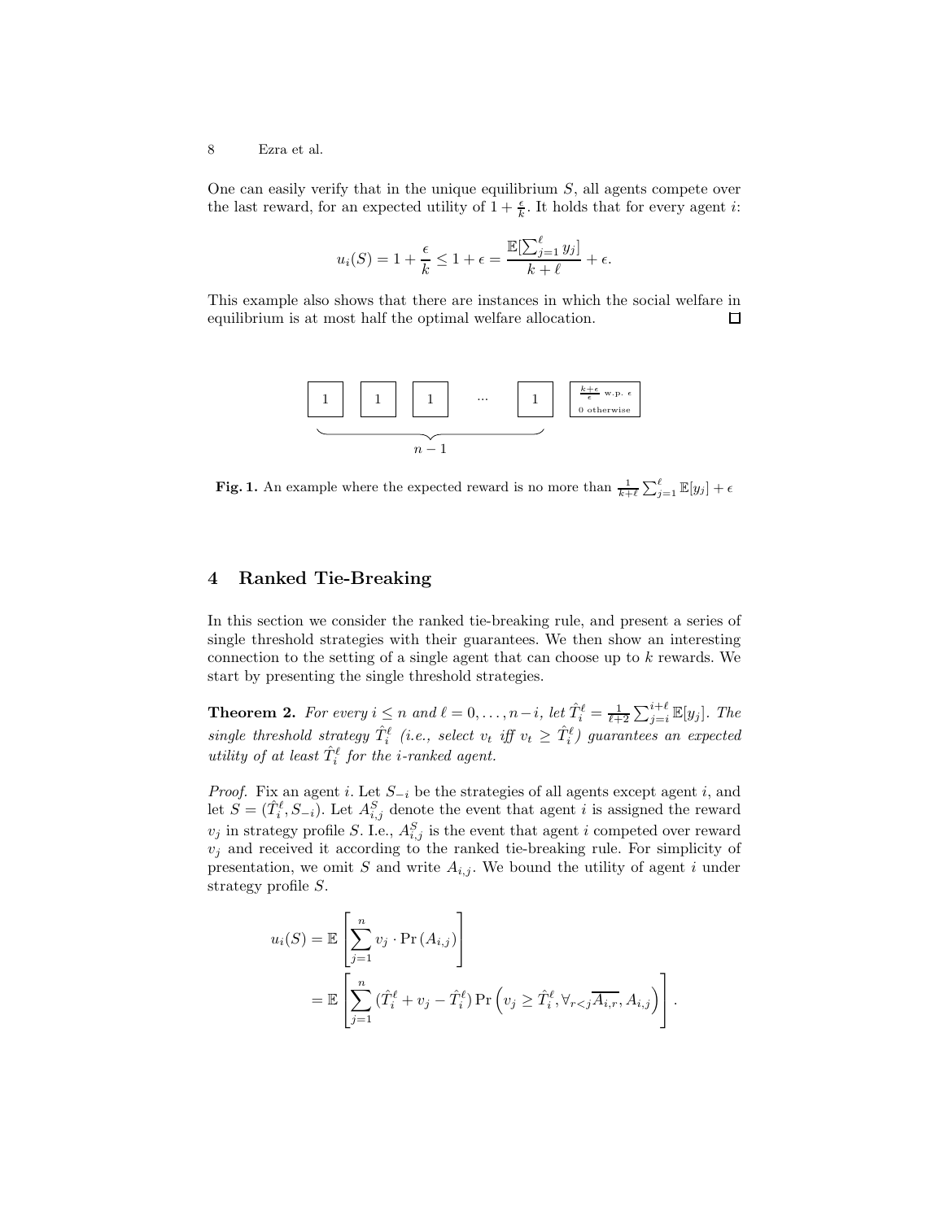One can easily verify that in the unique equilibrium $S$, all agents compete over the last reward, for an expected utility of $1 + \frac{\epsilon}{k}$. It holds that for every agent $i$:

$$u_i(S) = 1 + \frac{\epsilon}{k} \leq 1 + \epsilon = \frac{\mathbb{E}[\sum_{j=1}^{\ell} y_j]}{k + \ell} + \epsilon.$$

This example also shows that there are instances in which the social welfare in equilibrium is at most half the optimal welfare allocation. □

| 1 | 1 | 1 | ··· | 1 | $\frac{k+\epsilon}{\epsilon}$ w.p. $\epsilon$, 0 otherwise |
|---|---|---|---|---|---|

$n-1$

**Fig. 1.** An example where the expected reward is no more than $\frac{1}{k+\ell} \sum_{j=1}^{\ell} \mathbb{E}[y_j] + \epsilon$

## 4 Ranked Tie-Breaking

In this section we consider the ranked tie-breaking rule, and present a series of single threshold strategies with their guarantees. We then show an interesting connection to the setting of a single agent that can choose up to $k$ rewards. We start by presenting the single threshold strategies.

**Theorem 2.** *For every $i \leq n$ and $\ell = 0, \ldots, n-i$, let $\hat{T}_i^\ell = \frac{1}{\ell+2} \sum_{j=i}^{i+\ell} \mathbb{E}[y_j]$. The single threshold strategy $\hat{T}_i^\ell$ (i.e., select $v_t$ iff $v_t \geq \hat{T}_i^\ell$) guarantees an expected utility of at least $\hat{T}_i^\ell$ for the i-ranked agent.*

*Proof.* Fix an agent $i$. Let $S_{-i}$ be the strategies of all agents except agent $i$, and let $S = (\hat{T}_i^\ell, S_{-i})$. Let $A_{i,j}^S$ denote the event that agent $i$ is assigned the reward $v_j$ in strategy profile $S$. I.e., $A_{i,j}^S$ is the event that agent $i$ competed over reward $v_j$ and received it according to the ranked tie-breaking rule. For simplicity of presentation, we omit $S$ and write $A_{i,j}$. We bound the utility of agent $i$ under strategy profile $S$.

$$\begin{aligned} u_i(S) &= \mathbb{E}\left[\sum_{j=1}^{n} v_j \cdot \Pr(A_{i,j})\right] \\ &= \mathbb{E}\left[\sum_{j=1}^{n} (\hat{T}_i^\ell + v_j - \hat{T}_i^\ell) \Pr\left(v_j \geq \hat{T}_i^\ell, \forall_{r<j} \overline{A_{i,r}}, A_{i,j}\right)\right]. \end{aligned}$$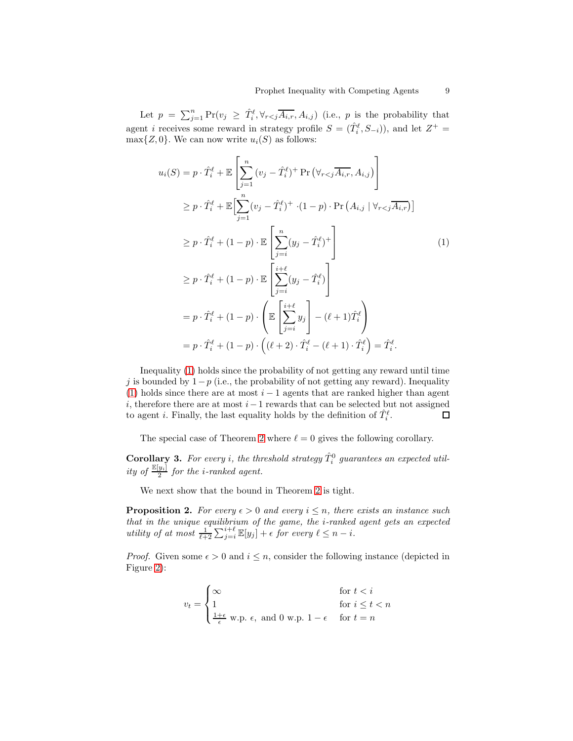Let $p = \sum_{j=1}^{n} \Pr(v_j \geq \hat{T}_i^\ell, \forall_{r<j} \overline{A_{i,r}}, A_{i,j})$ (i.e., $p$ is the probability that agent $i$ receives some reward in strategy profile $S = (\hat{T}_i^\ell, S_{-i})$), and let $Z^+ = \max\{Z, 0\}$. We can now write $u_i(S)$ as follows:

$$
\begin{aligned}
u_i(S) &= p \cdot \hat{T}_i^\ell + \mathbb{E}\left[\sum_{j=1}^{n} (v_j - \hat{T}_i^\ell)^+ \Pr\left(\forall_{r<j} \overline{A_{i,r}}, A_{i,j}\right)\right] \\
&\geq p \cdot \hat{T}_i^\ell + \mathbb{E}\Big[\sum_{j=1}^{n} (v_j - \hat{T}_i^\ell)^+ \cdot (1-p) \cdot \Pr\left(A_{i,j} \mid \forall_{r<j} \overline{A_{i,r}}\right)\Big] \\
&\geq p \cdot \hat{T}_i^\ell + (1-p) \cdot \mathbb{E}\left[\sum_{j=i}^{n} (y_j - \hat{T}_i^\ell)^+\right] \qquad (1) \\
&\geq p \cdot \hat{T}_i^\ell + (1-p) \cdot \mathbb{E}\left[\sum_{j=i}^{i+\ell} (y_j - \hat{T}_i^\ell)\right] \\
&= p \cdot \hat{T}_i^\ell + (1-p) \cdot \left(\mathbb{E}\left[\sum_{j=i}^{i+\ell} y_j\right] - (\ell+1)\hat{T}_i^\ell\right) \\
&= p \cdot \hat{T}_i^\ell + (1-p) \cdot \left((\ell+2) \cdot \hat{T}_i^\ell - (\ell+1) \cdot \hat{T}_i^\ell\right) = \hat{T}_i^\ell.
\end{aligned}
$$

Inequality (1) holds since the probability of not getting any reward until time $j$ is bounded by $1-p$ (i.e., the probability of not getting any reward). Inequality (1) holds since there are at most $i-1$ agents that are ranked higher than agent $i$, therefore there are at most $i-1$ rewards that can be selected but not assigned to agent $i$. Finally, the last equality holds by the definition of $\hat{T}_i^\ell$. □

The special case of Theorem 2 where $\ell = 0$ gives the following corollary.

**Corollary 3.** *For every $i$, the threshold strategy $\hat{T}_i^0$ guarantees an expected utility of $\frac{\mathbb{E}[y_i]}{2}$ for the $i$-ranked agent.*

We next show that the bound in Theorem 2 is tight.

**Proposition 2.** *For every $\epsilon > 0$ and every $i \leq n$, there exists an instance such that in the unique equilibrium of the game, the $i$-ranked agent gets an expected utility of at most $\frac{1}{\ell+2}\sum_{j=i}^{i+\ell} \mathbb{E}[y_j] + \epsilon$ for every $\ell \leq n-i$.*

*Proof.* Given some $\epsilon > 0$ and $i \leq n$, consider the following instance (depicted in Figure 2):

$$
v_t = \begin{cases} \infty & \text{for } t < i \\ 1 & \text{for } i \leq t < n \\ \frac{1+\epsilon}{\epsilon} \text{ w.p. } \epsilon, \text{ and } 0 \text{ w.p. } 1-\epsilon & \text{for } t = n \end{cases}
$$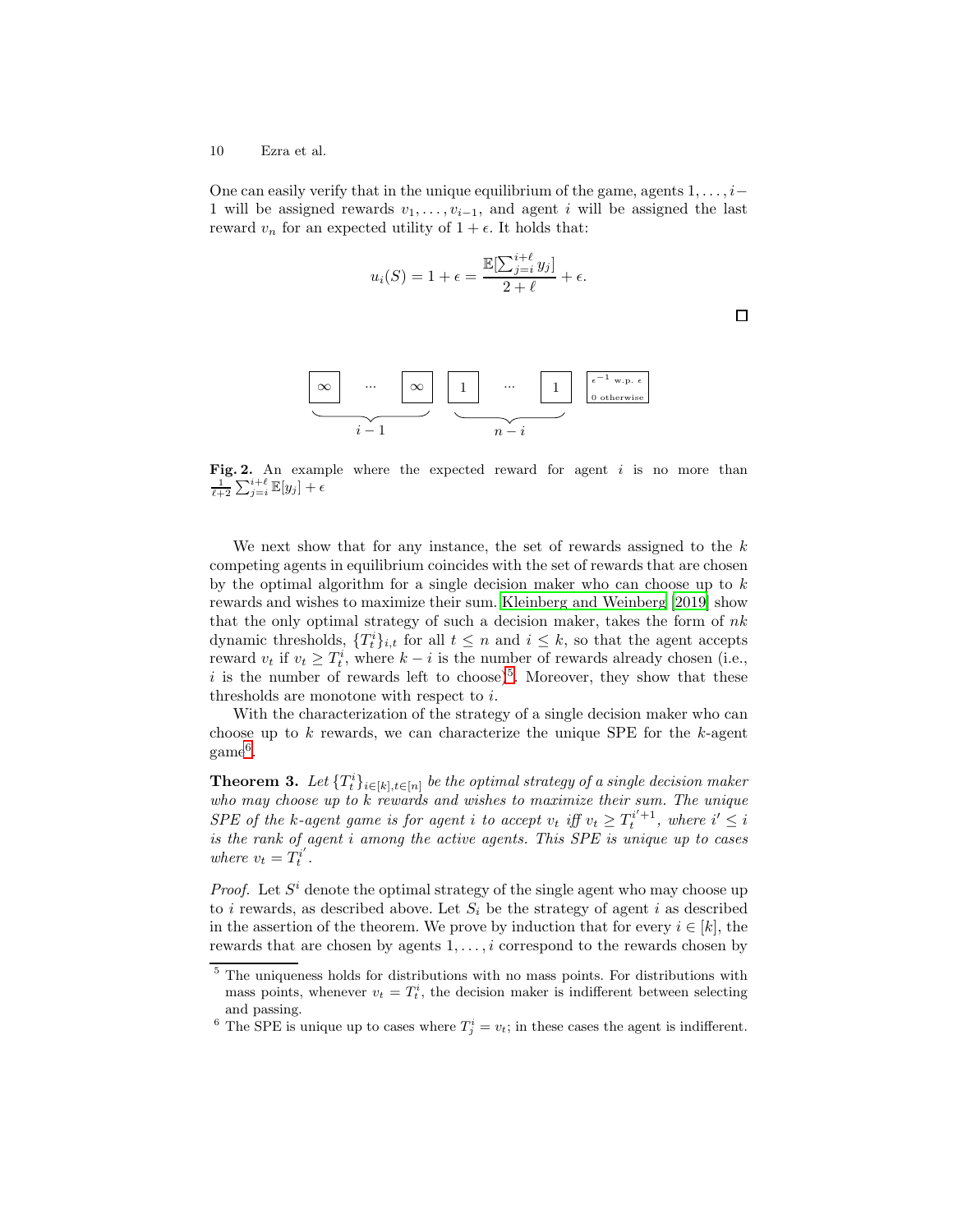One can easily verify that in the unique equilibrium of the game, agents $1, \ldots, i-1$ will be assigned rewards $v_1, \ldots, v_{i-1}$, and agent $i$ will be assigned the last reward $v_n$ for an expected utility of $1+\epsilon$. It holds that:

$$u_i(S) = 1 + \epsilon = \frac{\mathbb{E}[\sum_{j=i}^{i+\ell} y_j]}{2+\ell} + \epsilon.$$

□

Fig. 2. An example where the expected reward for agent $i$ is no more than $\frac{1}{\ell+2}\sum_{j=i}^{i+\ell}\mathbb{E}[y_j] + \epsilon$

We next show that for any instance, the set of rewards assigned to the $k$ competing agents in equilibrium coincides with the set of rewards that are chosen by the optimal algorithm for a single decision maker who can choose up to $k$ rewards and wishes to maximize their sum. Kleinberg and Weinberg [2019] show that the only optimal strategy of such a decision maker, takes the form of $nk$ dynamic thresholds, $\{T_t^i\}_{i,t}$ for all $t \leq n$ and $i \leq k$, so that the agent accepts reward $v_t$ if $v_t \geq T_t^i$, where $k-i$ is the number of rewards already chosen (i.e., $i$ is the number of rewards left to choose)[5]. Moreover, they show that these thresholds are monotone with respect to $i$.

With the characterization of the strategy of a single decision maker who can choose up to $k$ rewards, we can characterize the unique SPE for the $k$-agent game[6].

**Theorem 3.** *Let $\{T_t^i\}_{i\in[k],t\in[n]}$ be the optimal strategy of a single decision maker who may choose up to $k$ rewards and wishes to maximize their sum. The unique SPE of the $k$-agent game is for agent $i$ to accept $v_t$ iff $v_t \geq T_t^{i'+1}$, where $i' \leq i$ is the rank of agent $i$ among the active agents. This SPE is unique up to cases where $v_t = T_t^{i'}$.*

*Proof.* Let $S^i$ denote the optimal strategy of the single agent who may choose up to $i$ rewards, as described above. Let $S_i$ be the strategy of agent $i$ as described in the assertion of the theorem. We prove by induction that for every $i \in [k]$, the rewards that are chosen by agents $1, \ldots, i$ correspond to the rewards chosen by

[5] The uniqueness holds for distributions with no mass points. For distributions with mass points, whenever $v_t = T_t^i$, the decision maker is indifferent between selecting and passing.

[6] The SPE is unique up to cases where $T_j^i = v_t$; in these cases the agent is indifferent.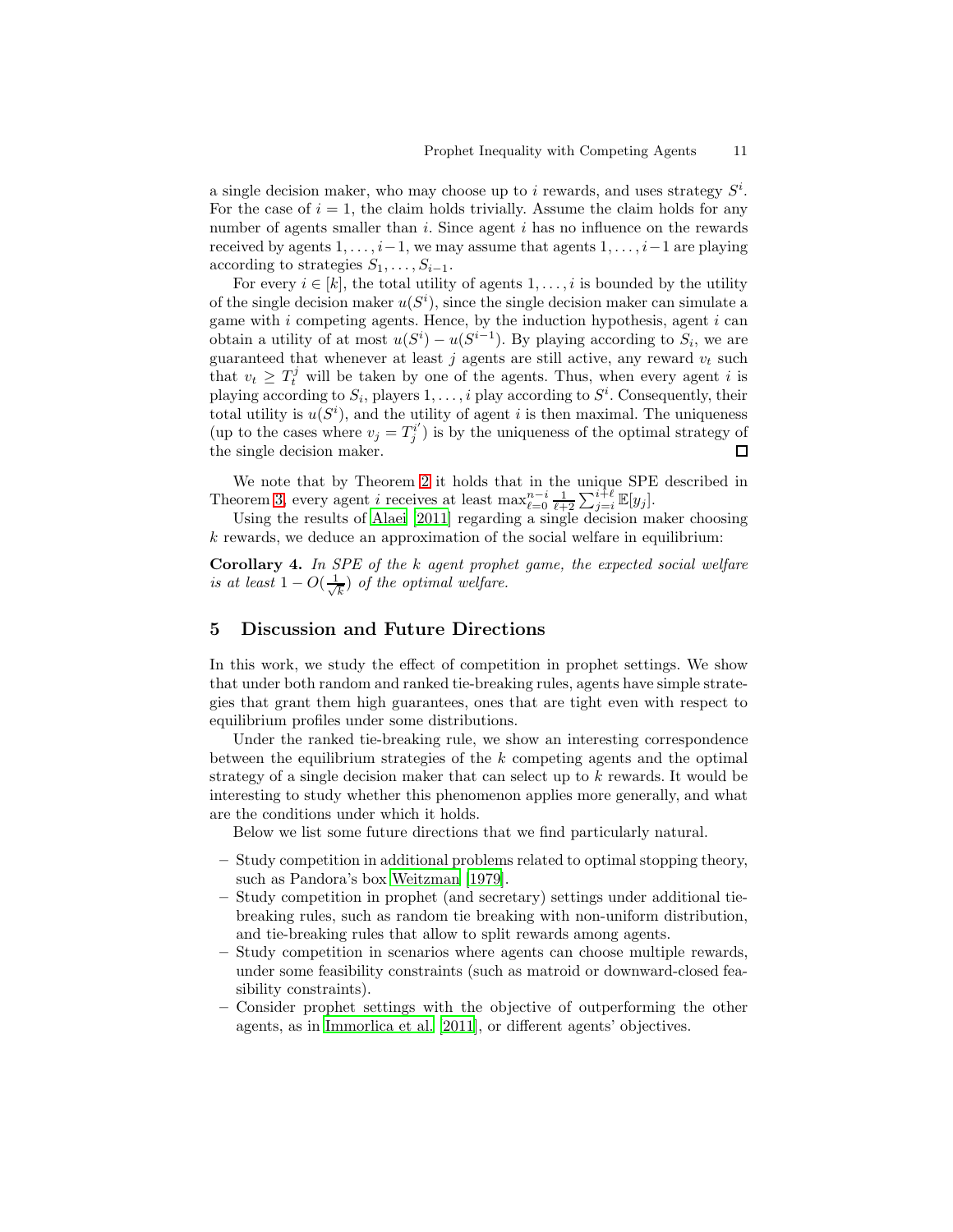a single decision maker, who may choose up to $i$ rewards, and uses strategy $S^i$. For the case of $i = 1$, the claim holds trivially. Assume the claim holds for any number of agents smaller than $i$. Since agent $i$ has no influence on the rewards received by agents $1, \ldots, i-1$, we may assume that agents $1, \ldots, i-1$ are playing according to strategies $S_1, \ldots, S_{i-1}$.

For every $i \in [k]$, the total utility of agents $1, \ldots, i$ is bounded by the utility of the single decision maker $u(S^i)$, since the single decision maker can simulate a game with $i$ competing agents. Hence, by the induction hypothesis, agent $i$ can obtain a utility of at most $u(S^i) - u(S^{i-1})$. By playing according to $S_i$, we are guaranteed that whenever at least $j$ agents are still active, any reward $v_t$ such that $v_t \geq T_t^j$ will be taken by one of the agents. Thus, when every agent $i$ is playing according to $S_i$, players $1, \ldots, i$ play according to $S^i$. Consequently, their total utility is $u(S^i)$, and the utility of agent $i$ is then maximal. The uniqueness (up to the cases where $v_j = T_j^{i'}$) is by the uniqueness of the optimal strategy of the single decision maker. $\square$

We note that by Theorem 2 it holds that in the unique SPE described in Theorem 3, every agent $i$ receives at least $\max_{\ell=0}^{n-i} \frac{1}{\ell+2} \sum_{j=i}^{i+\ell} \mathbb{E}[y_j]$.

Using the results of Alaei [2011] regarding a single decision maker choosing $k$ rewards, we deduce an approximation of the social welfare in equilibrium:

**Corollary 4.** *In SPE of the $k$ agent prophet game, the expected social welfare is at least $1 - O(\frac{1}{\sqrt{k}})$ of the optimal welfare.*

## 5 Discussion and Future Directions

In this work, we study the effect of competition in prophet settings. We show that under both random and ranked tie-breaking rules, agents have simple strategies that grant them high guarantees, ones that are tight even with respect to equilibrium profiles under some distributions.

Under the ranked tie-breaking rule, we show an interesting correspondence between the equilibrium strategies of the $k$ competing agents and the optimal strategy of a single decision maker that can select up to $k$ rewards. It would be interesting to study whether this phenomenon applies more generally, and what are the conditions under which it holds.

Below we list some future directions that we find particularly natural.

- Study competition in additional problems related to optimal stopping theory, such as Pandora's box Weitzman [1979].
- Study competition in prophet (and secretary) settings under additional tie-breaking rules, such as random tie breaking with non-uniform distribution, and tie-breaking rules that allow to split rewards among agents.
- Study competition in scenarios where agents can choose multiple rewards, under some feasibility constraints (such as matroid or downward-closed feasibility constraints).
- Consider prophet settings with the objective of outperforming the other agents, as in Immorlica et al. [2011], or different agents' objectives.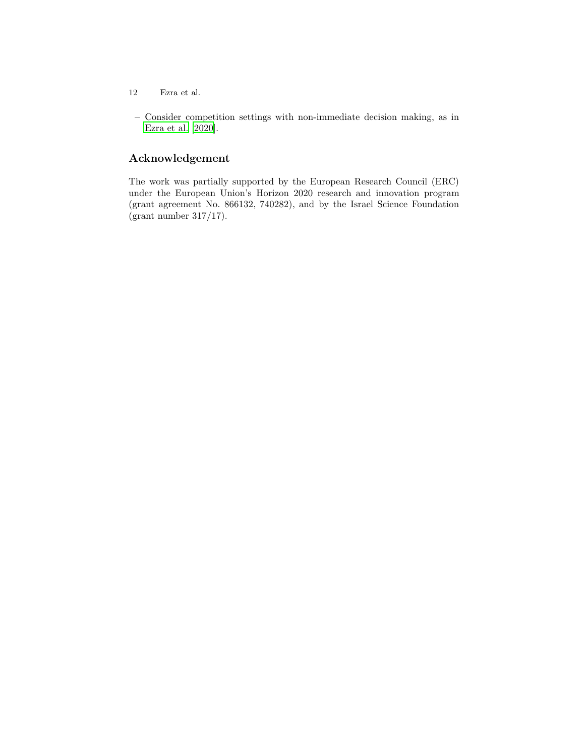- Consider competition settings with non-immediate decision making, as in Ezra et al. [2020].

## Acknowledgement

The work was partially supported by the European Research Council (ERC) under the European Union's Horizon 2020 research and innovation program (grant agreement No. 866132, 740282), and by the Israel Science Foundation (grant number 317/17).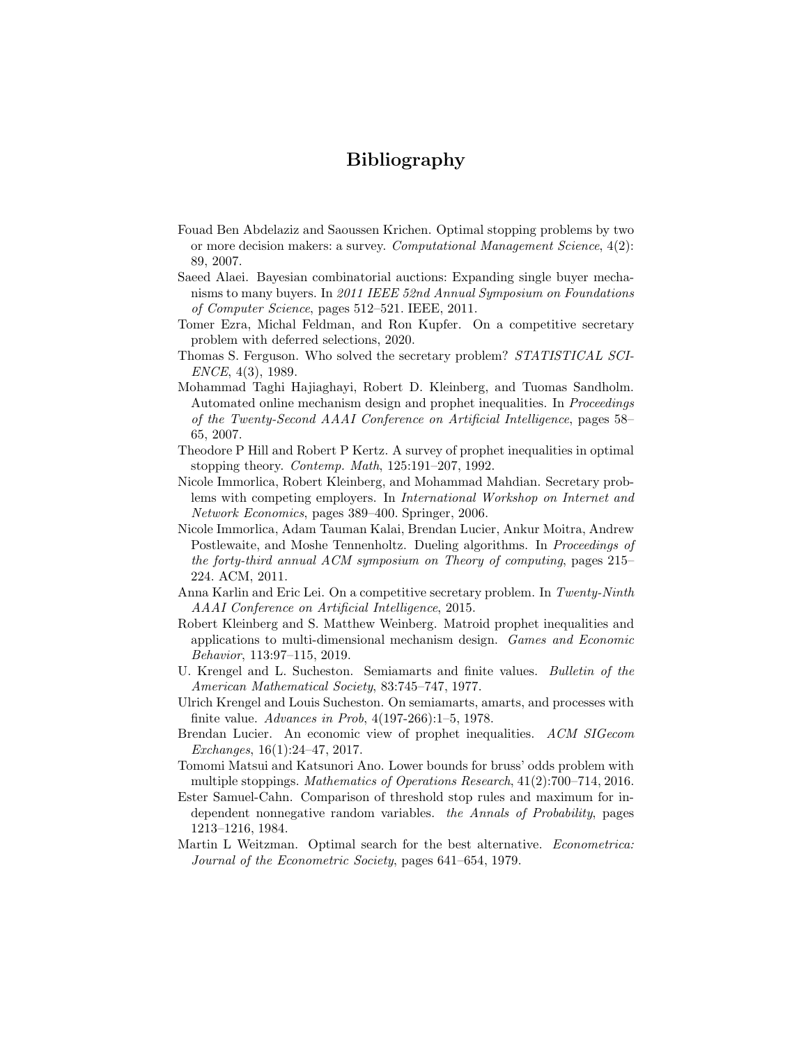# Bibliography

Fouad Ben Abdelaziz and Saoussen Krichen. Optimal stopping problems by two or more decision makers: a survey. *Computational Management Science*, 4(2): 89, 2007.

Saeed Alaei. Bayesian combinatorial auctions: Expanding single buyer mechanisms to many buyers. In *2011 IEEE 52nd Annual Symposium on Foundations of Computer Science*, pages 512–521. IEEE, 2011.

Tomer Ezra, Michal Feldman, and Ron Kupfer. On a competitive secretary problem with deferred selections, 2020.

Thomas S. Ferguson. Who solved the secretary problem? *STATISTICAL SCIENCE*, 4(3), 1989.

Mohammad Taghi Hajiaghayi, Robert D. Kleinberg, and Tuomas Sandholm. Automated online mechanism design and prophet inequalities. In *Proceedings of the Twenty-Second AAAI Conference on Artificial Intelligence*, pages 58–65, 2007.

Theodore P Hill and Robert P Kertz. A survey of prophet inequalities in optimal stopping theory. *Contemp. Math*, 125:191–207, 1992.

Nicole Immorlica, Robert Kleinberg, and Mohammad Mahdian. Secretary problems with competing employers. In *International Workshop on Internet and Network Economics*, pages 389–400. Springer, 2006.

Nicole Immorlica, Adam Tauman Kalai, Brendan Lucier, Ankur Moitra, Andrew Postlewaite, and Moshe Tennenholtz. Dueling algorithms. In *Proceedings of the forty-third annual ACM symposium on Theory of computing*, pages 215–224. ACM, 2011.

Anna Karlin and Eric Lei. On a competitive secretary problem. In *Twenty-Ninth AAAI Conference on Artificial Intelligence*, 2015.

Robert Kleinberg and S. Matthew Weinberg. Matroid prophet inequalities and applications to multi-dimensional mechanism design. *Games and Economic Behavior*, 113:97–115, 2019.

U. Krengel and L. Sucheston. Semiamarts and finite values. *Bulletin of the American Mathematical Society*, 83:745–747, 1977.

Ulrich Krengel and Louis Sucheston. On semiamarts, amarts, and processes with finite value. *Advances in Prob*, 4(197-266):1–5, 1978.

Brendan Lucier. An economic view of prophet inequalities. *ACM SIGecom Exchanges*, 16(1):24–47, 2017.

Tomomi Matsui and Katsunori Ano. Lower bounds for bruss' odds problem with multiple stoppings. *Mathematics of Operations Research*, 41(2):700–714, 2016.

Ester Samuel-Cahn. Comparison of threshold stop rules and maximum for independent nonnegative random variables. *the Annals of Probability*, pages 1213–1216, 1984.

Martin L Weitzman. Optimal search for the best alternative. *Econometrica: Journal of the Econometric Society*, pages 641–654, 1979.